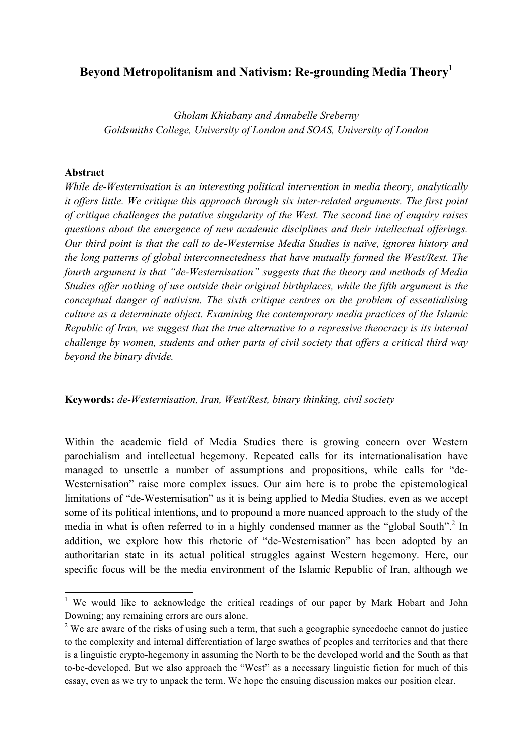# Beyond Metropolitanism and Nativism: Re-grounding Media Theory[1]

*Gholam Khiabany and Annabelle Sreberny*
*Goldsmiths College, University of London and SOAS, University of London*

**Abstract**

*While de-Westernisation is an interesting political intervention in media theory, analytically it offers little. We critique this approach through six inter-related arguments. The first point of critique challenges the putative singularity of the West. The second line of enquiry raises questions about the emergence of new academic disciplines and their intellectual offerings. Our third point is that the call to de-Westernise Media Studies is naïve, ignores history and the long patterns of global interconnectedness that have mutually formed the West/Rest. The fourth argument is that "de-Westernisation" suggests that the theory and methods of Media Studies offer nothing of use outside their original birthplaces, while the fifth argument is the conceptual danger of nativism. The sixth critique centres on the problem of essentialising culture as a determinate object. Examining the contemporary media practices of the Islamic Republic of Iran, we suggest that the true alternative to a repressive theocracy is its internal challenge by women, students and other parts of civil society that offers a critical third way beyond the binary divide.*

**Keywords:** *de-Westernisation, Iran, West/Rest, binary thinking, civil society*

Within the academic field of Media Studies there is growing concern over Western parochialism and intellectual hegemony. Repeated calls for its internationalisation have managed to unsettle a number of assumptions and propositions, while calls for "de-Westernisation" raise more complex issues. Our aim here is to probe the epistemological limitations of "de-Westernisation" as it is being applied to Media Studies, even as we accept some of its political intentions, and to propound a more nuanced approach to the study of the media in what is often referred to in a highly condensed manner as the "global South".[2] In addition, we explore how this rhetoric of "de-Westernisation" has been adopted by an authoritarian state in its actual political struggles against Western hegemony. Here, our specific focus will be the media environment of the Islamic Republic of Iran, although we

---

[1] We would like to acknowledge the critical readings of our paper by Mark Hobart and John Downing; any remaining errors are ours alone.

[2] We are aware of the risks of using such a term, that such a geographic synecdoche cannot do justice to the complexity and internal differentiation of large swathes of peoples and territories and that there is a linguistic crypto-hegemony in assuming the North to be the developed world and the South as that to-be-developed. But we also approach the "West" as a necessary linguistic fiction for much of this essay, even as we try to unpack the term. We hope the ensuing discussion makes our position clear.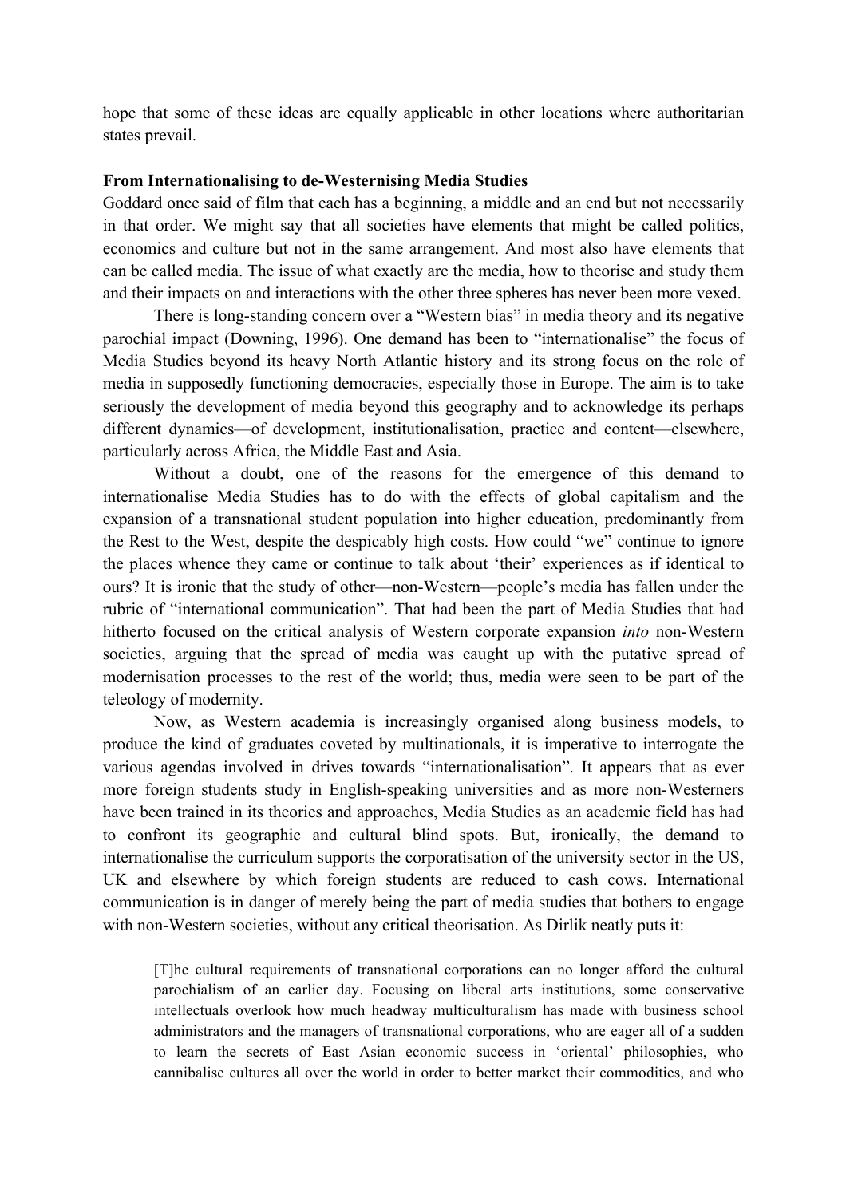hope that some of these ideas are equally applicable in other locations where authoritarian states prevail.

**From Internationalising to de-Westernising Media Studies**

Goddard once said of film that each has a beginning, a middle and an end but not necessarily in that order. We might say that all societies have elements that might be called politics, economics and culture but not in the same arrangement. And most also have elements that can be called media. The issue of what exactly are the media, how to theorise and study them and their impacts on and interactions with the other three spheres has never been more vexed.

There is long-standing concern over a "Western bias" in media theory and its negative parochial impact (Downing, 1996). One demand has been to "internationalise" the focus of Media Studies beyond its heavy North Atlantic history and its strong focus on the role of media in supposedly functioning democracies, especially those in Europe. The aim is to take seriously the development of media beyond this geography and to acknowledge its perhaps different dynamics—of development, institutionalisation, practice and content—elsewhere, particularly across Africa, the Middle East and Asia.

Without a doubt, one of the reasons for the emergence of this demand to internationalise Media Studies has to do with the effects of global capitalism and the expansion of a transnational student population into higher education, predominantly from the Rest to the West, despite the despicably high costs. How could "we" continue to ignore the places whence they came or continue to talk about 'their' experiences as if identical to ours? It is ironic that the study of other—non-Western—people's media has fallen under the rubric of "international communication". That had been the part of Media Studies that had hitherto focused on the critical analysis of Western corporate expansion *into* non-Western societies, arguing that the spread of media was caught up with the putative spread of modernisation processes to the rest of the world; thus, media were seen to be part of the teleology of modernity.

Now, as Western academia is increasingly organised along business models, to produce the kind of graduates coveted by multinationals, it is imperative to interrogate the various agendas involved in drives towards "internationalisation". It appears that as ever more foreign students study in English-speaking universities and as more non-Westerners have been trained in its theories and approaches, Media Studies as an academic field has had to confront its geographic and cultural blind spots. But, ironically, the demand to internationalise the curriculum supports the corporatisation of the university sector in the US, UK and elsewhere by which foreign students are reduced to cash cows. International communication is in danger of merely being the part of media studies that bothers to engage with non-Western societies, without any critical theorisation. As Dirlik neatly puts it:

> [T]he cultural requirements of transnational corporations can no longer afford the cultural parochialism of an earlier day. Focusing on liberal arts institutions, some conservative intellectuals overlook how much headway multiculturalism has made with business school administrators and the managers of transnational corporations, who are eager all of a sudden to learn the secrets of East Asian economic success in 'oriental' philosophies, who cannibalise cultures all over the world in order to better market their commodities, and who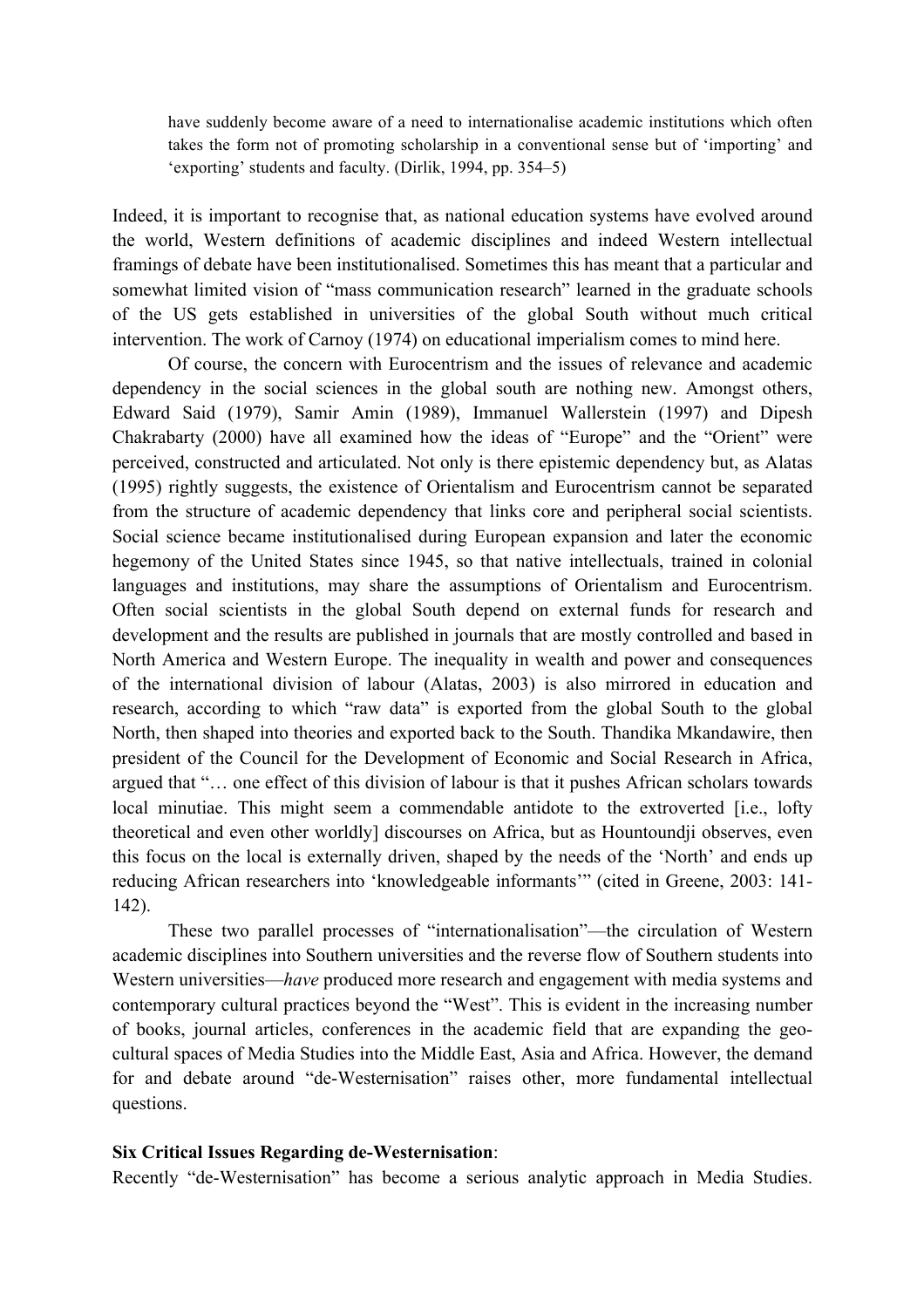> have suddenly become aware of a need to internationalise academic institutions which often takes the form not of promoting scholarship in a conventional sense but of 'importing' and 'exporting' students and faculty. (Dirlik, 1994, pp. 354–5)

Indeed, it is important to recognise that, as national education systems have evolved around the world, Western definitions of academic disciplines and indeed Western intellectual framings of debate have been institutionalised. Sometimes this has meant that a particular and somewhat limited vision of "mass communication research" learned in the graduate schools of the US gets established in universities of the global South without much critical intervention. The work of Carnoy (1974) on educational imperialism comes to mind here.

Of course, the concern with Eurocentrism and the issues of relevance and academic dependency in the social sciences in the global south are nothing new. Amongst others, Edward Said (1979), Samir Amin (1989), Immanuel Wallerstein (1997) and Dipesh Chakrabarty (2000) have all examined how the ideas of "Europe" and the "Orient" were perceived, constructed and articulated. Not only is there epistemic dependency but, as Alatas (1995) rightly suggests, the existence of Orientalism and Eurocentrism cannot be separated from the structure of academic dependency that links core and peripheral social scientists. Social science became institutionalised during European expansion and later the economic hegemony of the United States since 1945, so that native intellectuals, trained in colonial languages and institutions, may share the assumptions of Orientalism and Eurocentrism. Often social scientists in the global South depend on external funds for research and development and the results are published in journals that are mostly controlled and based in North America and Western Europe. The inequality in wealth and power and consequences of the international division of labour (Alatas, 2003) is also mirrored in education and research, according to which "raw data" is exported from the global South to the global North, then shaped into theories and exported back to the South. Thandika Mkandawire, then president of the Council for the Development of Economic and Social Research in Africa, argued that "… one effect of this division of labour is that it pushes African scholars towards local minutiae. This might seem a commendable antidote to the extroverted [i.e., lofty theoretical and even other worldly] discourses on Africa, but as Hountoundji observes, even this focus on the local is externally driven, shaped by the needs of the 'North' and ends up reducing African researchers into 'knowledgeable informants'" (cited in Greene, 2003: 141-142).

These two parallel processes of "internationalisation"—the circulation of Western academic disciplines into Southern universities and the reverse flow of Southern students into Western universities—*have* produced more research and engagement with media systems and contemporary cultural practices beyond the "West". This is evident in the increasing number of books, journal articles, conferences in the academic field that are expanding the geo-cultural spaces of Media Studies into the Middle East, Asia and Africa. However, the demand for and debate around "de-Westernisation" raises other, more fundamental intellectual questions.

**Six Critical Issues Regarding de-Westernisation**:

Recently "de-Westernisation" has become a serious analytic approach in Media Studies.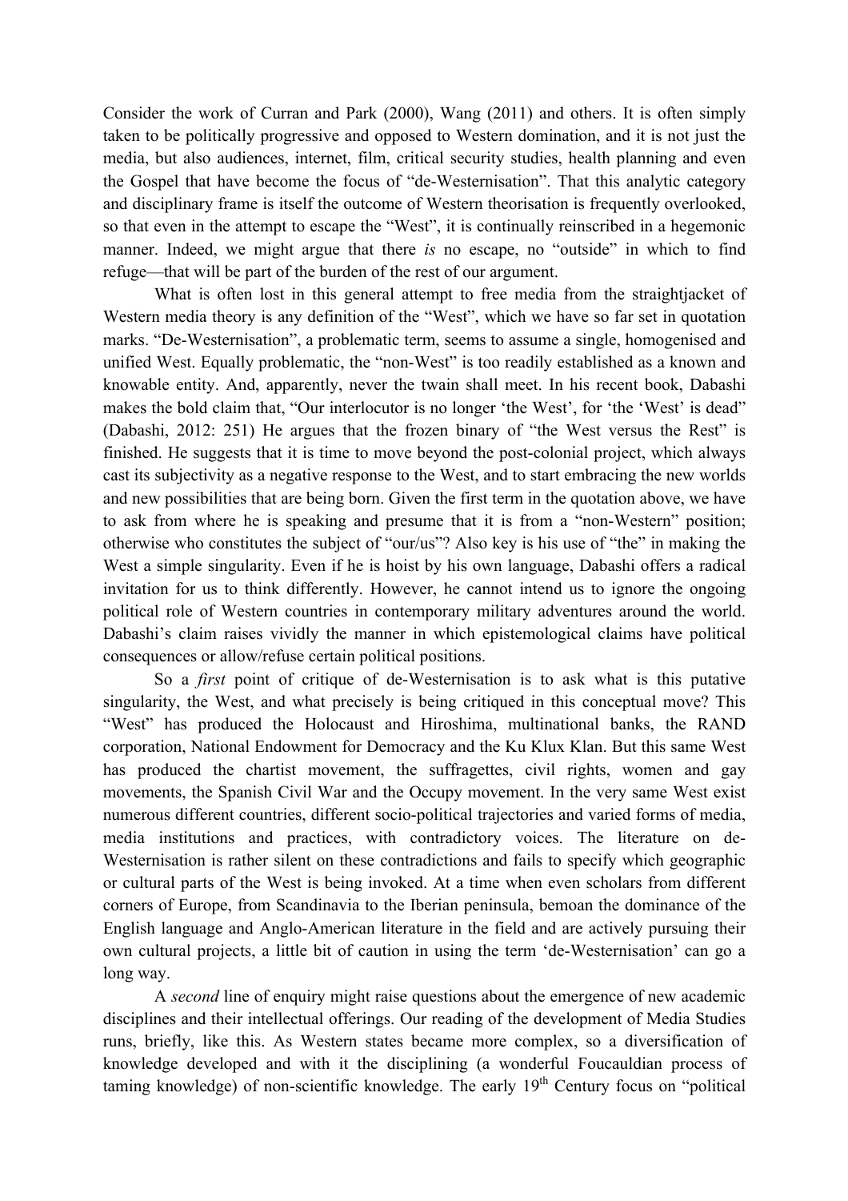Consider the work of Curran and Park (2000), Wang (2011) and others. It is often simply taken to be politically progressive and opposed to Western domination, and it is not just the media, but also audiences, internet, film, critical security studies, health planning and even the Gospel that have become the focus of "de-Westernisation". That this analytic category and disciplinary frame is itself the outcome of Western theorisation is frequently overlooked, so that even in the attempt to escape the "West", it is continually reinscribed in a hegemonic manner. Indeed, we might argue that there *is* no escape, no "outside" in which to find refuge—that will be part of the burden of the rest of our argument.

What is often lost in this general attempt to free media from the straightjacket of Western media theory is any definition of the "West", which we have so far set in quotation marks. "De-Westernisation", a problematic term, seems to assume a single, homogenised and unified West. Equally problematic, the "non-West" is too readily established as a known and knowable entity. And, apparently, never the twain shall meet. In his recent book, Dabashi makes the bold claim that, "Our interlocutor is no longer 'the West', for 'the 'West' is dead" (Dabashi, 2012: 251) He argues that the frozen binary of "the West versus the Rest" is finished. He suggests that it is time to move beyond the post-colonial project, which always cast its subjectivity as a negative response to the West, and to start embracing the new worlds and new possibilities that are being born. Given the first term in the quotation above, we have to ask from where he is speaking and presume that it is from a "non-Western" position; otherwise who constitutes the subject of "our/us"? Also key is his use of "the" in making the West a simple singularity. Even if he is hoist by his own language, Dabashi offers a radical invitation for us to think differently. However, he cannot intend us to ignore the ongoing political role of Western countries in contemporary military adventures around the world. Dabashi's claim raises vividly the manner in which epistemological claims have political consequences or allow/refuse certain political positions.

So a *first* point of critique of de-Westernisation is to ask what is this putative singularity, the West, and what precisely is being critiqued in this conceptual move? This "West" has produced the Holocaust and Hiroshima, multinational banks, the RAND corporation, National Endowment for Democracy and the Ku Klux Klan. But this same West has produced the chartist movement, the suffragettes, civil rights, women and gay movements, the Spanish Civil War and the Occupy movement. In the very same West exist numerous different countries, different socio-political trajectories and varied forms of media, media institutions and practices, with contradictory voices. The literature on de-Westernisation is rather silent on these contradictions and fails to specify which geographic or cultural parts of the West is being invoked. At a time when even scholars from different corners of Europe, from Scandinavia to the Iberian peninsula, bemoan the dominance of the English language and Anglo-American literature in the field and are actively pursuing their own cultural projects, a little bit of caution in using the term 'de-Westernisation' can go a long way.

A *second* line of enquiry might raise questions about the emergence of new academic disciplines and their intellectual offerings. Our reading of the development of Media Studies runs, briefly, like this. As Western states became more complex, so a diversification of knowledge developed and with it the disciplining (a wonderful Foucauldian process of taming knowledge) of non-scientific knowledge. The early 19th Century focus on "political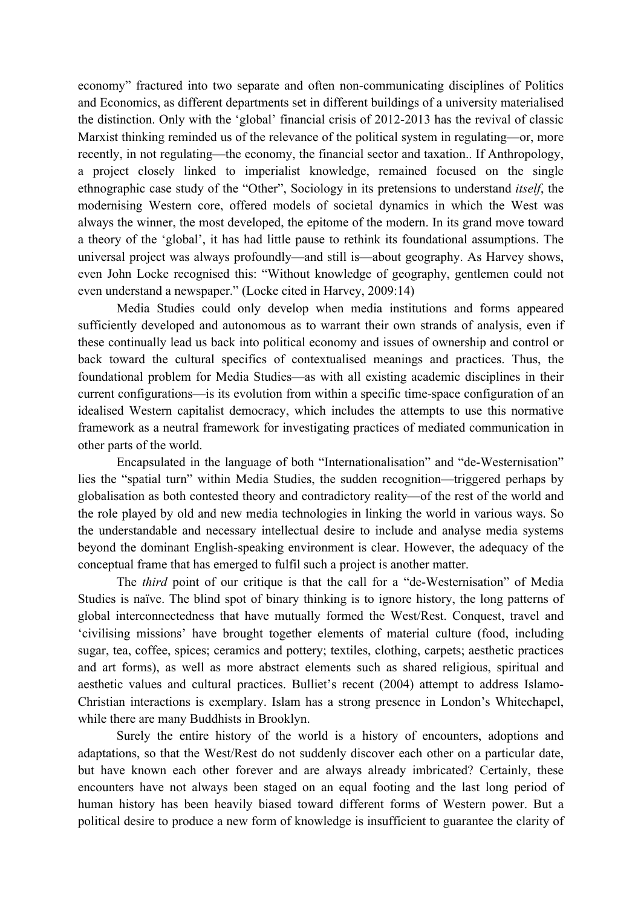economy" fractured into two separate and often non-communicating disciplines of Politics and Economics, as different departments set in different buildings of a university materialised the distinction. Only with the 'global' financial crisis of 2012-2013 has the revival of classic Marxist thinking reminded us of the relevance of the political system in regulating—or, more recently, in not regulating—the economy, the financial sector and taxation.. If Anthropology, a project closely linked to imperialist knowledge, remained focused on the single ethnographic case study of the "Other", Sociology in its pretensions to understand *itself*, the modernising Western core, offered models of societal dynamics in which the West was always the winner, the most developed, the epitome of the modern. In its grand move toward a theory of the 'global', it has had little pause to rethink its foundational assumptions. The universal project was always profoundly—and still is—about geography. As Harvey shows, even John Locke recognised this: "Without knowledge of geography, gentlemen could not even understand a newspaper." (Locke cited in Harvey, 2009:14)

Media Studies could only develop when media institutions and forms appeared sufficiently developed and autonomous as to warrant their own strands of analysis, even if these continually lead us back into political economy and issues of ownership and control or back toward the cultural specifics of contextualised meanings and practices. Thus, the foundational problem for Media Studies—as with all existing academic disciplines in their current configurations—is its evolution from within a specific time-space configuration of an idealised Western capitalist democracy, which includes the attempts to use this normative framework as a neutral framework for investigating practices of mediated communication in other parts of the world.

Encapsulated in the language of both "Internationalisation" and "de-Westernisation" lies the "spatial turn" within Media Studies, the sudden recognition—triggered perhaps by globalisation as both contested theory and contradictory reality—of the rest of the world and the role played by old and new media technologies in linking the world in various ways. So the understandable and necessary intellectual desire to include and analyse media systems beyond the dominant English-speaking environment is clear. However, the adequacy of the conceptual frame that has emerged to fulfil such a project is another matter.

The *third* point of our critique is that the call for a "de-Westernisation" of Media Studies is naïve. The blind spot of binary thinking is to ignore history, the long patterns of global interconnectedness that have mutually formed the West/Rest. Conquest, travel and 'civilising missions' have brought together elements of material culture (food, including sugar, tea, coffee, spices; ceramics and pottery; textiles, clothing, carpets; aesthetic practices and art forms), as well as more abstract elements such as shared religious, spiritual and aesthetic values and cultural practices. Bulliet's recent (2004) attempt to address Islamo-Christian interactions is exemplary. Islam has a strong presence in London's Whitechapel, while there are many Buddhists in Brooklyn.

Surely the entire history of the world is a history of encounters, adoptions and adaptations, so that the West/Rest do not suddenly discover each other on a particular date, but have known each other forever and are always already imbricated? Certainly, these encounters have not always been staged on an equal footing and the last long period of human history has been heavily biased toward different forms of Western power. But a political desire to produce a new form of knowledge is insufficient to guarantee the clarity of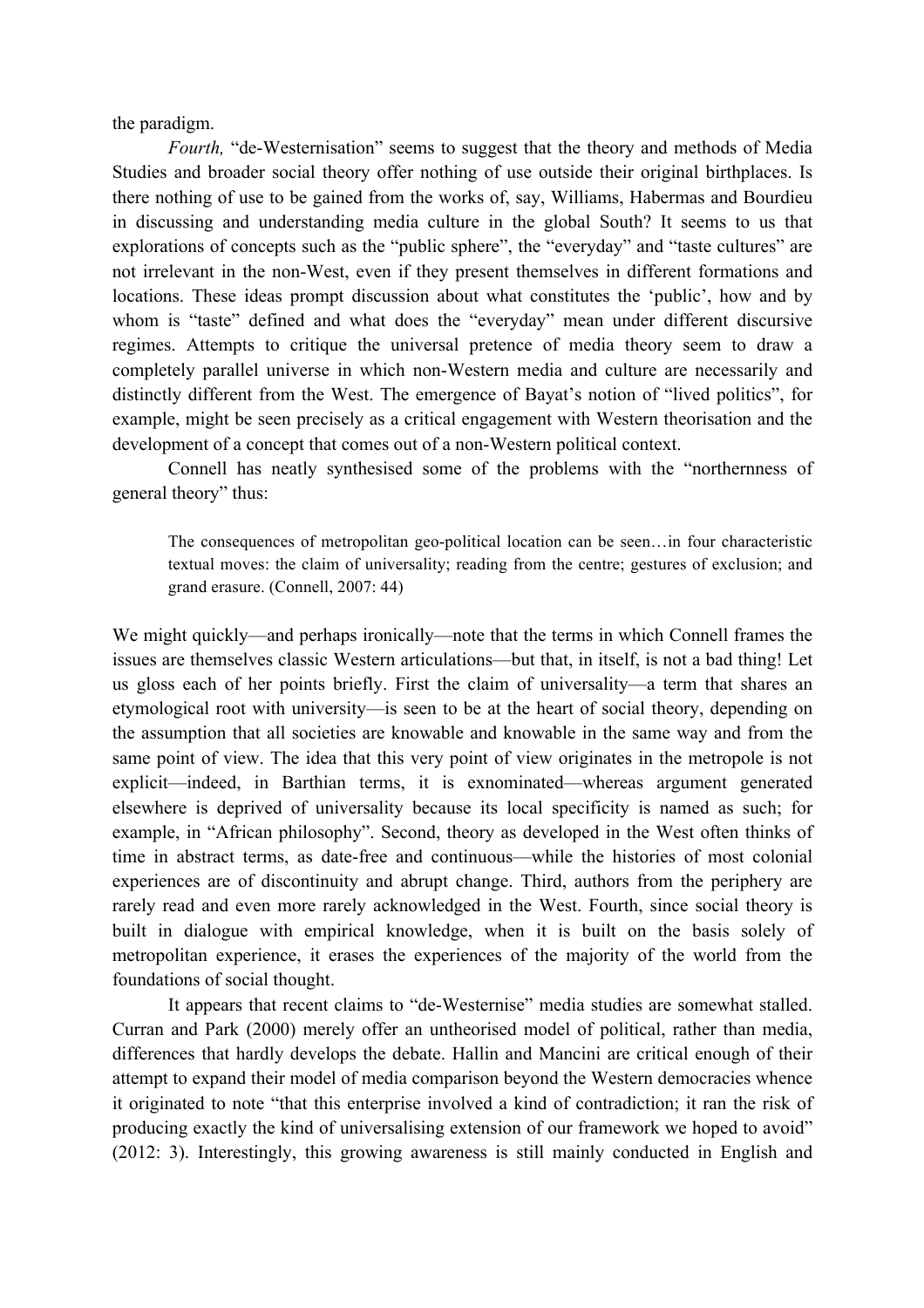the paradigm.

*Fourth,* "de-Westernisation" seems to suggest that the theory and methods of Media Studies and broader social theory offer nothing of use outside their original birthplaces. Is there nothing of use to be gained from the works of, say, Williams, Habermas and Bourdieu in discussing and understanding media culture in the global South? It seems to us that explorations of concepts such as the "public sphere", the "everyday" and "taste cultures" are not irrelevant in the non-West, even if they present themselves in different formations and locations. These ideas prompt discussion about what constitutes the 'public', how and by whom is "taste" defined and what does the "everyday" mean under different discursive regimes. Attempts to critique the universal pretence of media theory seem to draw a completely parallel universe in which non-Western media and culture are necessarily and distinctly different from the West. The emergence of Bayat's notion of "lived politics", for example, might be seen precisely as a critical engagement with Western theorisation and the development of a concept that comes out of a non-Western political context.

Connell has neatly synthesised some of the problems with the "northernness of general theory" thus:

> The consequences of metropolitan geo-political location can be seen…in four characteristic textual moves: the claim of universality; reading from the centre; gestures of exclusion; and grand erasure. (Connell, 2007: 44)

We might quickly—and perhaps ironically—note that the terms in which Connell frames the issues are themselves classic Western articulations—but that, in itself, is not a bad thing! Let us gloss each of her points briefly. First the claim of universality—a term that shares an etymological root with university—is seen to be at the heart of social theory, depending on the assumption that all societies are knowable and knowable in the same way and from the same point of view. The idea that this very point of view originates in the metropole is not explicit—indeed, in Barthian terms, it is exnominated—whereas argument generated elsewhere is deprived of universality because its local specificity is named as such; for example, in "African philosophy". Second, theory as developed in the West often thinks of time in abstract terms, as date-free and continuous—while the histories of most colonial experiences are of discontinuity and abrupt change. Third, authors from the periphery are rarely read and even more rarely acknowledged in the West. Fourth, since social theory is built in dialogue with empirical knowledge, when it is built on the basis solely of metropolitan experience, it erases the experiences of the majority of the world from the foundations of social thought.

It appears that recent claims to "de-Westernise" media studies are somewhat stalled. Curran and Park (2000) merely offer an untheorised model of political, rather than media, differences that hardly develops the debate. Hallin and Mancini are critical enough of their attempt to expand their model of media comparison beyond the Western democracies whence it originated to note "that this enterprise involved a kind of contradiction; it ran the risk of producing exactly the kind of universalising extension of our framework we hoped to avoid" (2012: 3). Interestingly, this growing awareness is still mainly conducted in English and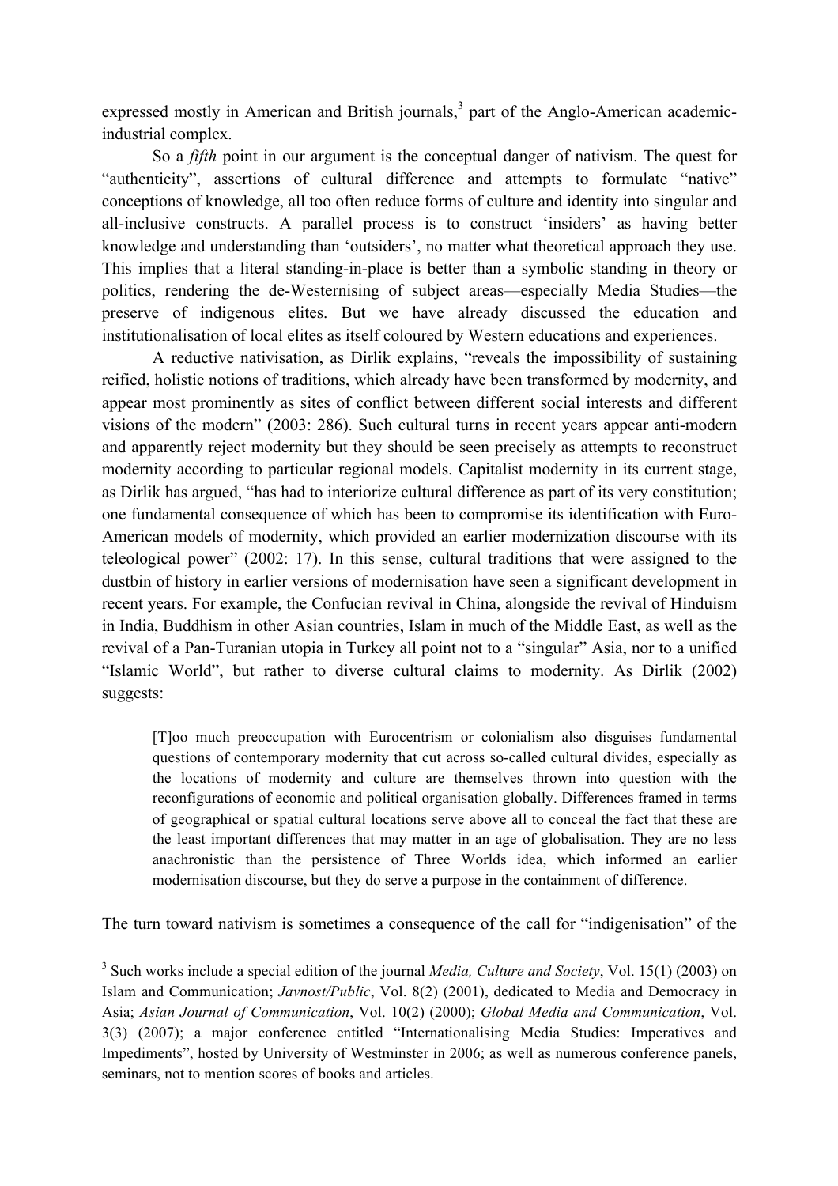expressed mostly in American and British journals,[3] part of the Anglo-American academic-industrial complex.

So a *fifth* point in our argument is the conceptual danger of nativism. The quest for "authenticity", assertions of cultural difference and attempts to formulate "native" conceptions of knowledge, all too often reduce forms of culture and identity into singular and all-inclusive constructs. A parallel process is to construct 'insiders' as having better knowledge and understanding than 'outsiders', no matter what theoretical approach they use. This implies that a literal standing-in-place is better than a symbolic standing in theory or politics, rendering the de-Westernising of subject areas—especially Media Studies—the preserve of indigenous elites. But we have already discussed the education and institutionalisation of local elites as itself coloured by Western educations and experiences.

A reductive nativisation, as Dirlik explains, "reveals the impossibility of sustaining reified, holistic notions of traditions, which already have been transformed by modernity, and appear most prominently as sites of conflict between different social interests and different visions of the modern" (2003: 286). Such cultural turns in recent years appear anti-modern and apparently reject modernity but they should be seen precisely as attempts to reconstruct modernity according to particular regional models. Capitalist modernity in its current stage, as Dirlik has argued, "has had to interiorize cultural difference as part of its very constitution; one fundamental consequence of which has been to compromise its identification with Euro-American models of modernity, which provided an earlier modernization discourse with its teleological power" (2002: 17). In this sense, cultural traditions that were assigned to the dustbin of history in earlier versions of modernisation have seen a significant development in recent years. For example, the Confucian revival in China, alongside the revival of Hinduism in India, Buddhism in other Asian countries, Islam in much of the Middle East, as well as the revival of a Pan-Turanian utopia in Turkey all point not to a "singular" Asia, nor to a unified "Islamic World", but rather to diverse cultural claims to modernity. As Dirlik (2002) suggests:

> [T]oo much preoccupation with Eurocentrism or colonialism also disguises fundamental questions of contemporary modernity that cut across so-called cultural divides, especially as the locations of modernity and culture are themselves thrown into question with the reconfigurations of economic and political organisation globally. Differences framed in terms of geographical or spatial cultural locations serve above all to conceal the fact that these are the least important differences that may matter in an age of globalisation. They are no less anachronistic than the persistence of Three Worlds idea, which informed an earlier modernisation discourse, but they do serve a purpose in the containment of difference.

The turn toward nativism is sometimes a consequence of the call for "indigenisation" of the

---

[3] Such works include a special edition of the journal *Media, Culture and Society*, Vol. 15(1) (2003) on Islam and Communication; *Javnost/Public*, Vol. 8(2) (2001), dedicated to Media and Democracy in Asia; *Asian Journal of Communication*, Vol. 10(2) (2000); *Global Media and Communication*, Vol. 3(3) (2007); a major conference entitled "Internationalising Media Studies: Imperatives and Impediments", hosted by University of Westminster in 2006; as well as numerous conference panels, seminars, not to mention scores of books and articles.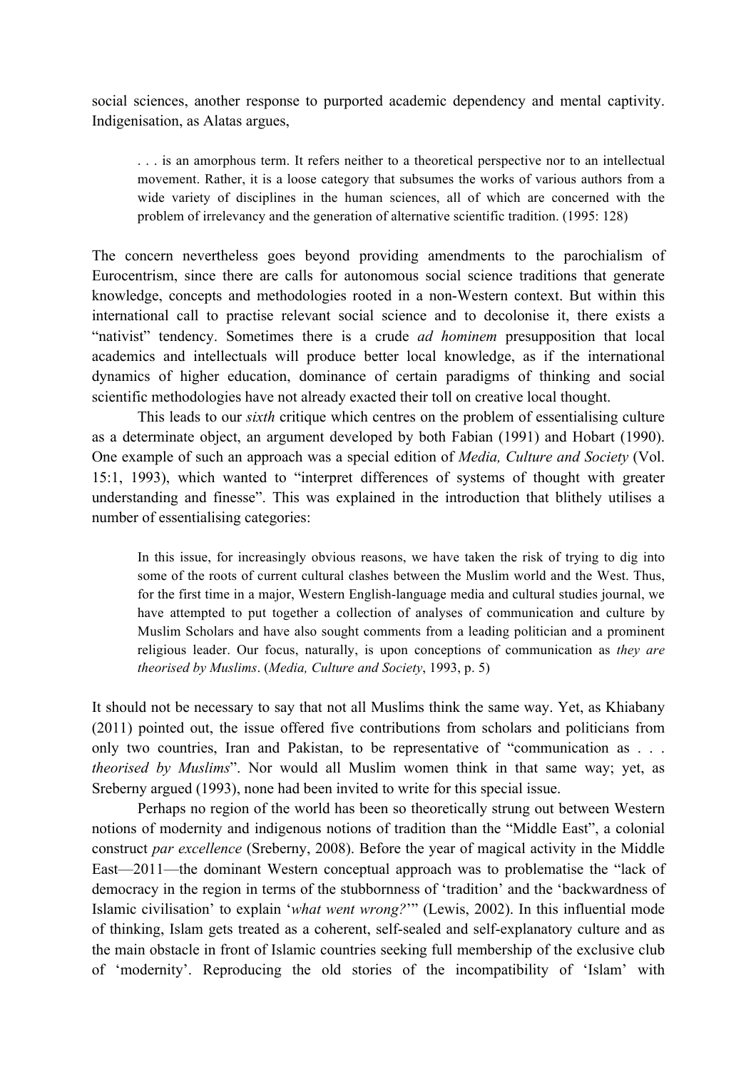social sciences, another response to purported academic dependency and mental captivity. Indigenisation, as Alatas argues,

> . . . is an amorphous term. It refers neither to a theoretical perspective nor to an intellectual movement. Rather, it is a loose category that subsumes the works of various authors from a wide variety of disciplines in the human sciences, all of which are concerned with the problem of irrelevancy and the generation of alternative scientific tradition. (1995: 128)

The concern nevertheless goes beyond providing amendments to the parochialism of Eurocentrism, since there are calls for autonomous social science traditions that generate knowledge, concepts and methodologies rooted in a non-Western context. But within this international call to practise relevant social science and to decolonise it, there exists a "nativist" tendency. Sometimes there is a crude *ad hominem* presupposition that local academics and intellectuals will produce better local knowledge, as if the international dynamics of higher education, dominance of certain paradigms of thinking and social scientific methodologies have not already exacted their toll on creative local thought.

This leads to our *sixth* critique which centres on the problem of essentialising culture as a determinate object, an argument developed by both Fabian (1991) and Hobart (1990). One example of such an approach was a special edition of *Media, Culture and Society* (Vol. 15:1, 1993), which wanted to "interpret differences of systems of thought with greater understanding and finesse". This was explained in the introduction that blithely utilises a number of essentialising categories:

> In this issue, for increasingly obvious reasons, we have taken the risk of trying to dig into some of the roots of current cultural clashes between the Muslim world and the West. Thus, for the first time in a major, Western English-language media and cultural studies journal, we have attempted to put together a collection of analyses of communication and culture by Muslim Scholars and have also sought comments from a leading politician and a prominent religious leader. Our focus, naturally, is upon conceptions of communication as *they are theorised by Muslims*. (*Media, Culture and Society*, 1993, p. 5)

It should not be necessary to say that not all Muslims think the same way. Yet, as Khiabany (2011) pointed out, the issue offered five contributions from scholars and politicians from only two countries, Iran and Pakistan, to be representative of "communication as . . . *theorised by Muslims*". Nor would all Muslim women think in that same way; yet, as Sreberny argued (1993), none had been invited to write for this special issue.

Perhaps no region of the world has been so theoretically strung out between Western notions of modernity and indigenous notions of tradition than the "Middle East", a colonial construct *par excellence* (Sreberny, 2008). Before the year of magical activity in the Middle East—2011—the dominant Western conceptual approach was to problematise the "lack of democracy in the region in terms of the stubbornness of 'tradition' and the 'backwardness of Islamic civilisation' to explain '*what went wrong?*'" (Lewis, 2002). In this influential mode of thinking, Islam gets treated as a coherent, self-sealed and self-explanatory culture and as the main obstacle in front of Islamic countries seeking full membership of the exclusive club of 'modernity'. Reproducing the old stories of the incompatibility of 'Islam' with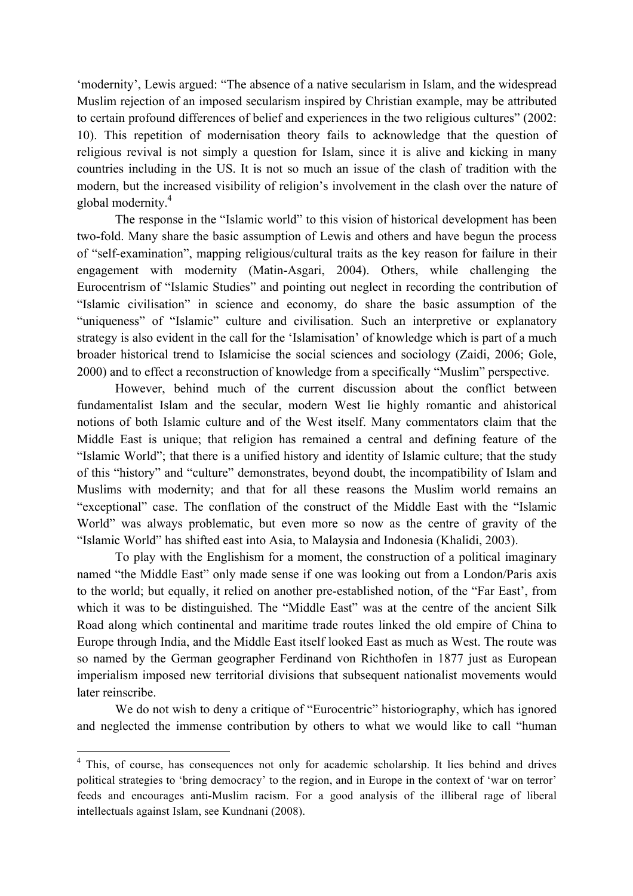‘modernity’, Lewis argued: “The absence of a native secularism in Islam, and the widespread Muslim rejection of an imposed secularism inspired by Christian example, may be attributed to certain profound differences of belief and experiences in the two religious cultures” (2002: 10). This repetition of modernisation theory fails to acknowledge that the question of religious revival is not simply a question for Islam, since it is alive and kicking in many countries including in the US. It is not so much an issue of the clash of tradition with the modern, but the increased visibility of religion’s involvement in the clash over the nature of global modernity.[4]

The response in the “Islamic world” to this vision of historical development has been two-fold. Many share the basic assumption of Lewis and others and have begun the process of “self-examination”, mapping religious/cultural traits as the key reason for failure in their engagement with modernity (Matin-Asgari, 2004). Others, while challenging the Eurocentrism of “Islamic Studies” and pointing out neglect in recording the contribution of “Islamic civilisation” in science and economy, do share the basic assumption of the “uniqueness” of “Islamic” culture and civilisation. Such an interpretive or explanatory strategy is also evident in the call for the ‘Islamisation’ of knowledge which is part of a much broader historical trend to Islamicise the social sciences and sociology (Zaidi, 2006; Gole, 2000) and to effect a reconstruction of knowledge from a specifically “Muslim” perspective.

However, behind much of the current discussion about the conflict between fundamentalist Islam and the secular, modern West lie highly romantic and ahistorical notions of both Islamic culture and of the West itself. Many commentators claim that the Middle East is unique; that religion has remained a central and defining feature of the “Islamic World”; that there is a unified history and identity of Islamic culture; that the study of this “history” and “culture” demonstrates, beyond doubt, the incompatibility of Islam and Muslims with modernity; and that for all these reasons the Muslim world remains an “exceptional” case. The conflation of the construct of the Middle East with the “Islamic World” was always problematic, but even more so now as the centre of gravity of the “Islamic World” has shifted east into Asia, to Malaysia and Indonesia (Khalidi, 2003).

To play with the Englishism for a moment, the construction of a political imaginary named “the Middle East” only made sense if one was looking out from a London/Paris axis to the world; but equally, it relied on another pre-established notion, of the “Far East’, from which it was to be distinguished. The “Middle East” was at the centre of the ancient Silk Road along which continental and maritime trade routes linked the old empire of China to Europe through India, and the Middle East itself looked East as much as West. The route was so named by the German geographer Ferdinand von Richthofen in 1877 just as European imperialism imposed new territorial divisions that subsequent nationalist movements would later reinscribe.

We do not wish to deny a critique of “Eurocentric” historiography, which has ignored and neglected the immense contribution by others to what we would like to call “human

---

[4] This, of course, has consequences not only for academic scholarship. It lies behind and drives political strategies to ‘bring democracy’ to the region, and in Europe in the context of ‘war on terror’ feeds and encourages anti-Muslim racism. For a good analysis of the illiberal rage of liberal intellectuals against Islam, see Kundnani (2008).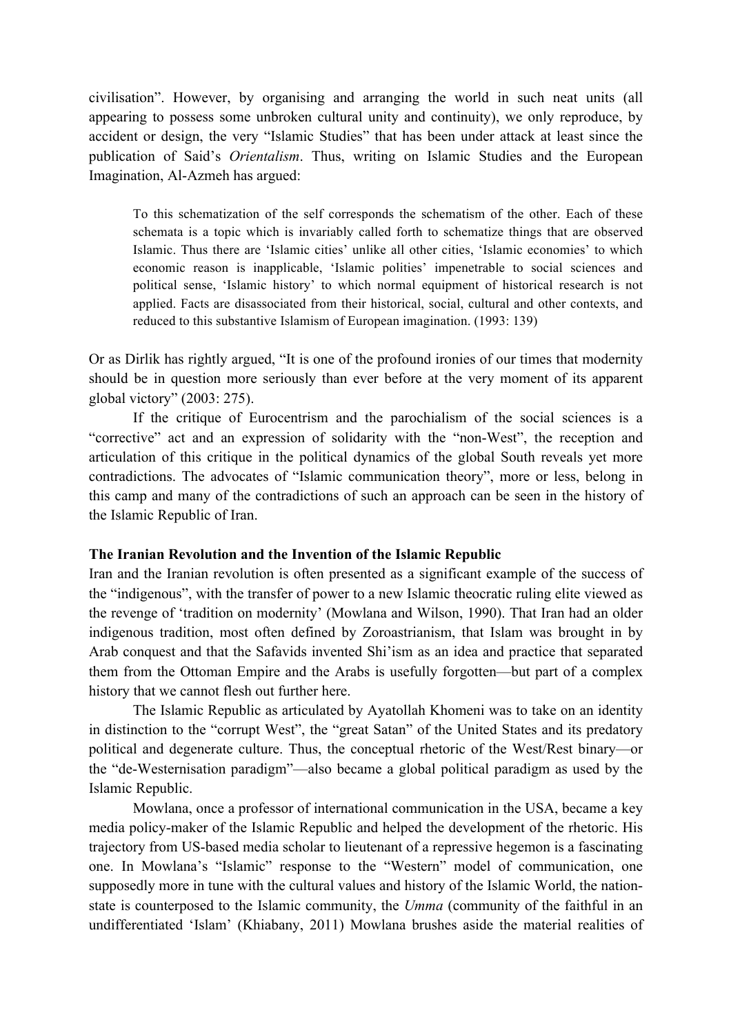civilisation". However, by organising and arranging the world in such neat units (all appearing to possess some unbroken cultural unity and continuity), we only reproduce, by accident or design, the very "Islamic Studies" that has been under attack at least since the publication of Said's *Orientalism*. Thus, writing on Islamic Studies and the European Imagination, Al-Azmeh has argued:

> To this schematization of the self corresponds the schematism of the other. Each of these schemata is a topic which is invariably called forth to schematize things that are observed Islamic. Thus there are 'Islamic cities' unlike all other cities, 'Islamic economies' to which economic reason is inapplicable, 'Islamic polities' impenetrable to social sciences and political sense, 'Islamic history' to which normal equipment of historical research is not applied. Facts are disassociated from their historical, social, cultural and other contexts, and reduced to this substantive Islamism of European imagination. (1993: 139)

Or as Dirlik has rightly argued, "It is one of the profound ironies of our times that modernity should be in question more seriously than ever before at the very moment of its apparent global victory" (2003: 275).

If the critique of Eurocentrism and the parochialism of the social sciences is a "corrective" act and an expression of solidarity with the "non-West", the reception and articulation of this critique in the political dynamics of the global South reveals yet more contradictions. The advocates of "Islamic communication theory", more or less, belong in this camp and many of the contradictions of such an approach can be seen in the history of the Islamic Republic of Iran.

**The Iranian Revolution and the Invention of the Islamic Republic**

Iran and the Iranian revolution is often presented as a significant example of the success of the "indigenous", with the transfer of power to a new Islamic theocratic ruling elite viewed as the revenge of 'tradition on modernity' (Mowlana and Wilson, 1990). That Iran had an older indigenous tradition, most often defined by Zoroastrianism, that Islam was brought in by Arab conquest and that the Safavids invented Shi'ism as an idea and practice that separated them from the Ottoman Empire and the Arabs is usefully forgotten—but part of a complex history that we cannot flesh out further here.

The Islamic Republic as articulated by Ayatollah Khomeni was to take on an identity in distinction to the "corrupt West", the "great Satan" of the United States and its predatory political and degenerate culture. Thus, the conceptual rhetoric of the West/Rest binary—or the "de-Westernisation paradigm"—also became a global political paradigm as used by the Islamic Republic.

Mowlana, once a professor of international communication in the USA, became a key media policy-maker of the Islamic Republic and helped the development of the rhetoric. His trajectory from US-based media scholar to lieutenant of a repressive hegemon is a fascinating one. In Mowlana's "Islamic" response to the "Western" model of communication, one supposedly more in tune with the cultural values and history of the Islamic World, the nation-state is counterposed to the Islamic community, the *Umma* (community of the faithful in an undifferentiated 'Islam' (Khiabany, 2011) Mowlana brushes aside the material realities of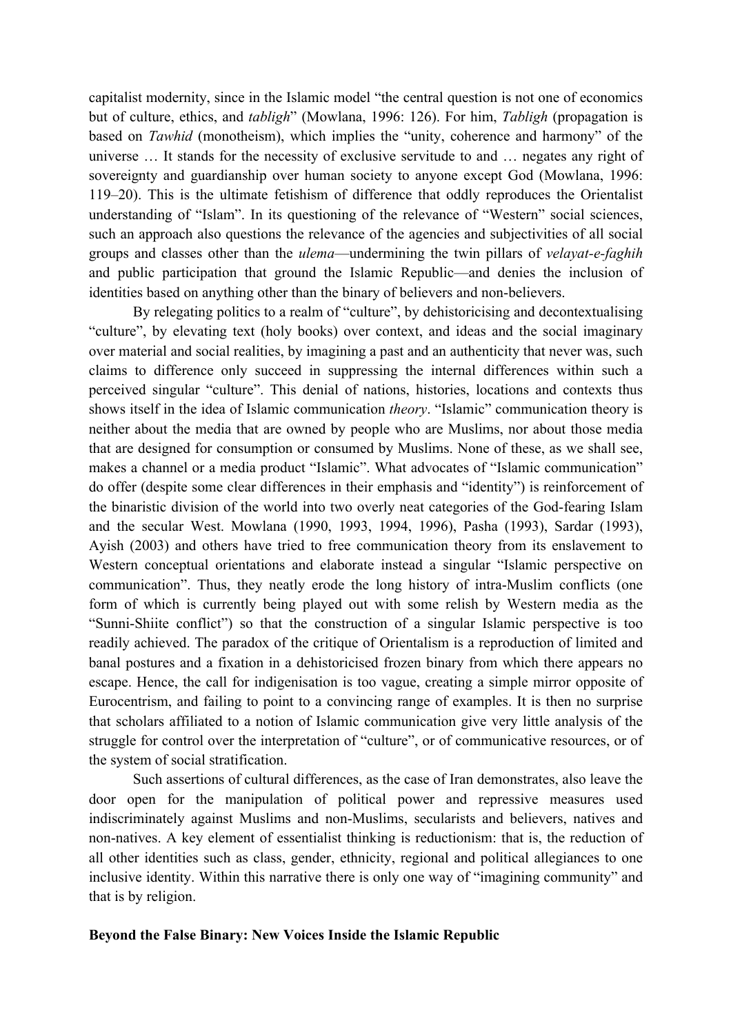capitalist modernity, since in the Islamic model "the central question is not one of economics but of culture, ethics, and *tabligh*" (Mowlana, 1996: 126). For him, *Tabligh* (propagation is based on *Tawhid* (monotheism), which implies the "unity, coherence and harmony" of the universe … It stands for the necessity of exclusive servitude to and … negates any right of sovereignty and guardianship over human society to anyone except God (Mowlana, 1996: 119–20). This is the ultimate fetishism of difference that oddly reproduces the Orientalist understanding of "Islam". In its questioning of the relevance of "Western" social sciences, such an approach also questions the relevance of the agencies and subjectivities of all social groups and classes other than the *ulema*—undermining the twin pillars of *velayat-e-faghih* and public participation that ground the Islamic Republic—and denies the inclusion of identities based on anything other than the binary of believers and non-believers.

By relegating politics to a realm of "culture", by dehistoricising and decontextualising "culture", by elevating text (holy books) over context, and ideas and the social imaginary over material and social realities, by imagining a past and an authenticity that never was, such claims to difference only succeed in suppressing the internal differences within such a perceived singular "culture". This denial of nations, histories, locations and contexts thus shows itself in the idea of Islamic communication *theory*. "Islamic" communication theory is neither about the media that are owned by people who are Muslims, nor about those media that are designed for consumption or consumed by Muslims. None of these, as we shall see, makes a channel or a media product "Islamic". What advocates of "Islamic communication" do offer (despite some clear differences in their emphasis and "identity") is reinforcement of the binaristic division of the world into two overly neat categories of the God-fearing Islam and the secular West. Mowlana (1990, 1993, 1994, 1996), Pasha (1993), Sardar (1993), Ayish (2003) and others have tried to free communication theory from its enslavement to Western conceptual orientations and elaborate instead a singular "Islamic perspective on communication". Thus, they neatly erode the long history of intra-Muslim conflicts (one form of which is currently being played out with some relish by Western media as the "Sunni-Shiite conflict") so that the construction of a singular Islamic perspective is too readily achieved. The paradox of the critique of Orientalism is a reproduction of limited and banal postures and a fixation in a dehistoricised frozen binary from which there appears no escape. Hence, the call for indigenisation is too vague, creating a simple mirror opposite of Eurocentrism, and failing to point to a convincing range of examples. It is then no surprise that scholars affiliated to a notion of Islamic communication give very little analysis of the struggle for control over the interpretation of "culture", or of communicative resources, or of the system of social stratification.

Such assertions of cultural differences, as the case of Iran demonstrates, also leave the door open for the manipulation of political power and repressive measures used indiscriminately against Muslims and non-Muslims, secularists and believers, natives and non-natives. A key element of essentialist thinking is reductionism: that is, the reduction of all other identities such as class, gender, ethnicity, regional and political allegiances to one inclusive identity. Within this narrative there is only one way of "imagining community" and that is by religion.

## Beyond the False Binary: New Voices Inside the Islamic Republic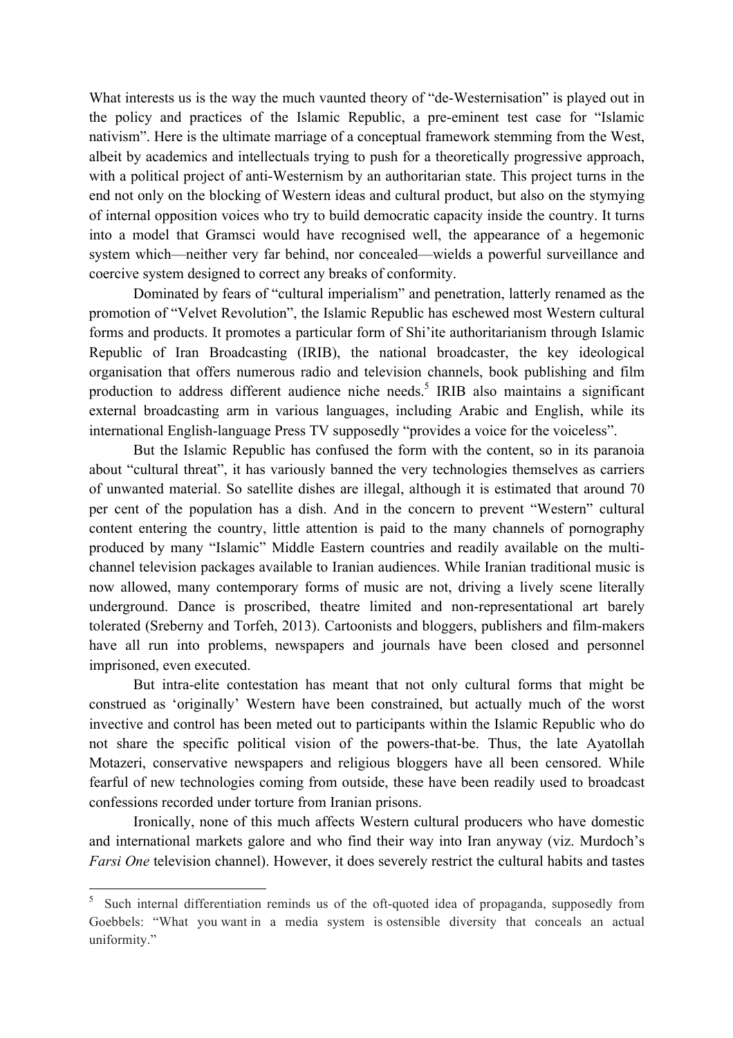What interests us is the way the much vaunted theory of "de-Westernisation" is played out in the policy and practices of the Islamic Republic, a pre-eminent test case for "Islamic nativism". Here is the ultimate marriage of a conceptual framework stemming from the West, albeit by academics and intellectuals trying to push for a theoretically progressive approach, with a political project of anti-Westernism by an authoritarian state. This project turns in the end not only on the blocking of Western ideas and cultural product, but also on the stymying of internal opposition voices who try to build democratic capacity inside the country. It turns into a model that Gramsci would have recognised well, the appearance of a hegemonic system which—neither very far behind, nor concealed—wields a powerful surveillance and coercive system designed to correct any breaks of conformity.

Dominated by fears of "cultural imperialism" and penetration, latterly renamed as the promotion of "Velvet Revolution", the Islamic Republic has eschewed most Western cultural forms and products. It promotes a particular form of Shi'ite authoritarianism through Islamic Republic of Iran Broadcasting (IRIB), the national broadcaster, the key ideological organisation that offers numerous radio and television channels, book publishing and film production to address different audience niche needs.[5] IRIB also maintains a significant external broadcasting arm in various languages, including Arabic and English, while its international English-language Press TV supposedly "provides a voice for the voiceless".

But the Islamic Republic has confused the form with the content, so in its paranoia about "cultural threat", it has variously banned the very technologies themselves as carriers of unwanted material. So satellite dishes are illegal, although it is estimated that around 70 per cent of the population has a dish. And in the concern to prevent "Western" cultural content entering the country, little attention is paid to the many channels of pornography produced by many "Islamic" Middle Eastern countries and readily available on the multi-channel television packages available to Iranian audiences. While Iranian traditional music is now allowed, many contemporary forms of music are not, driving a lively scene literally underground. Dance is proscribed, theatre limited and non-representational art barely tolerated (Sreberny and Torfeh, 2013). Cartoonists and bloggers, publishers and film-makers have all run into problems, newspapers and journals have been closed and personnel imprisoned, even executed.

But intra-elite contestation has meant that not only cultural forms that might be construed as 'originally' Western have been constrained, but actually much of the worst invective and control has been meted out to participants within the Islamic Republic who do not share the specific political vision of the powers-that-be. Thus, the late Ayatollah Motazeri, conservative newspapers and religious bloggers have all been censored. While fearful of new technologies coming from outside, these have been readily used to broadcast confessions recorded under torture from Iranian prisons.

Ironically, none of this much affects Western cultural producers who have domestic and international markets galore and who find their way into Iran anyway (viz. Murdoch's *Farsi One* television channel). However, it does severely restrict the cultural habits and tastes

---

[5] Such internal differentiation reminds us of the oft-quoted idea of propaganda, supposedly from Goebbels: "What you want in a media system is ostensible diversity that conceals an actual uniformity."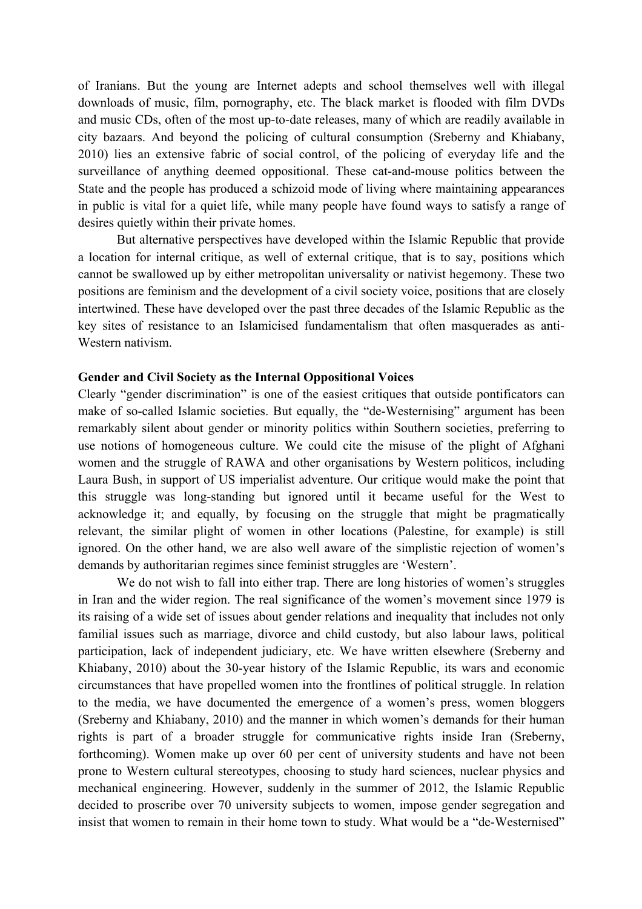of Iranians. But the young are Internet adepts and school themselves well with illegal downloads of music, film, pornography, etc. The black market is flooded with film DVDs and music CDs, often of the most up-to-date releases, many of which are readily available in city bazaars. And beyond the policing of cultural consumption (Sreberny and Khiabany, 2010) lies an extensive fabric of social control, of the policing of everyday life and the surveillance of anything deemed oppositional. These cat-and-mouse politics between the State and the people has produced a schizoid mode of living where maintaining appearances in public is vital for a quiet life, while many people have found ways to satisfy a range of desires quietly within their private homes.

But alternative perspectives have developed within the Islamic Republic that provide a location for internal critique, as well of external critique, that is to say, positions which cannot be swallowed up by either metropolitan universality or nativist hegemony. These two positions are feminism and the development of a civil society voice, positions that are closely intertwined. These have developed over the past three decades of the Islamic Republic as the key sites of resistance to an Islamicised fundamentalism that often masquerades as anti-Western nativism.

**Gender and Civil Society as the Internal Oppositional Voices**

Clearly "gender discrimination" is one of the easiest critiques that outside pontificators can make of so-called Islamic societies. But equally, the "de-Westernising" argument has been remarkably silent about gender or minority politics within Southern societies, preferring to use notions of homogeneous culture. We could cite the misuse of the plight of Afghani women and the struggle of RAWA and other organisations by Western politicos, including Laura Bush, in support of US imperialist adventure. Our critique would make the point that this struggle was long-standing but ignored until it became useful for the West to acknowledge it; and equally, by focusing on the struggle that might be pragmatically relevant, the similar plight of women in other locations (Palestine, for example) is still ignored. On the other hand, we are also well aware of the simplistic rejection of women's demands by authoritarian regimes since feminist struggles are 'Western'.

We do not wish to fall into either trap. There are long histories of women's struggles in Iran and the wider region. The real significance of the women's movement since 1979 is its raising of a wide set of issues about gender relations and inequality that includes not only familial issues such as marriage, divorce and child custody, but also labour laws, political participation, lack of independent judiciary, etc. We have written elsewhere (Sreberny and Khiabany, 2010) about the 30-year history of the Islamic Republic, its wars and economic circumstances that have propelled women into the frontlines of political struggle. In relation to the media, we have documented the emergence of a women's press, women bloggers (Sreberny and Khiabany, 2010) and the manner in which women's demands for their human rights is part of a broader struggle for communicative rights inside Iran (Sreberny, forthcoming). Women make up over 60 per cent of university students and have not been prone to Western cultural stereotypes, choosing to study hard sciences, nuclear physics and mechanical engineering. However, suddenly in the summer of 2012, the Islamic Republic decided to proscribe over 70 university subjects to women, impose gender segregation and insist that women to remain in their home town to study. What would be a "de-Westernised"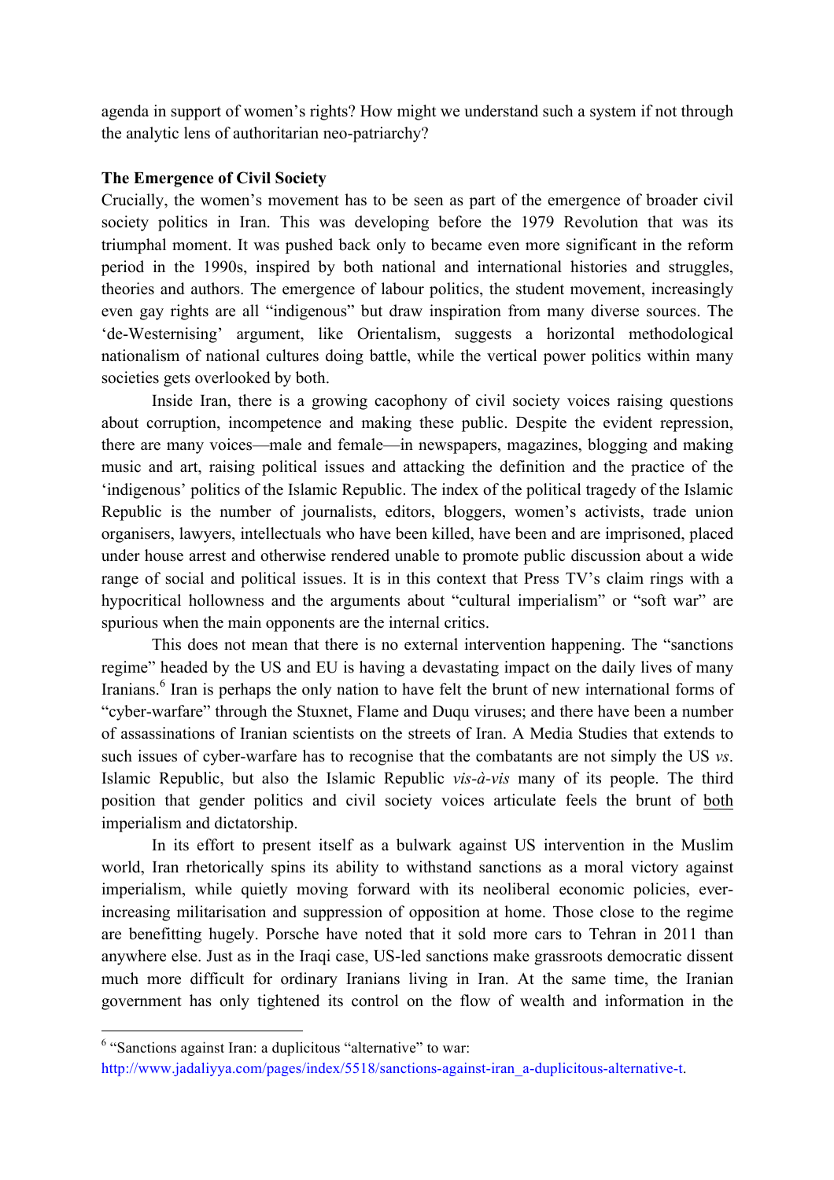agenda in support of women's rights? How might we understand such a system if not through the analytic lens of authoritarian neo-patriarchy?

**The Emergence of Civil Society**

Crucially, the women's movement has to be seen as part of the emergence of broader civil society politics in Iran. This was developing before the 1979 Revolution that was its triumphal moment. It was pushed back only to became even more significant in the reform period in the 1990s, inspired by both national and international histories and struggles, theories and authors. The emergence of labour politics, the student movement, increasingly even gay rights are all "indigenous" but draw inspiration from many diverse sources. The 'de-Westernising' argument, like Orientalism, suggests a horizontal methodological nationalism of national cultures doing battle, while the vertical power politics within many societies gets overlooked by both.

Inside Iran, there is a growing cacophony of civil society voices raising questions about corruption, incompetence and making these public. Despite the evident repression, there are many voices—male and female—in newspapers, magazines, blogging and making music and art, raising political issues and attacking the definition and the practice of the 'indigenous' politics of the Islamic Republic. The index of the political tragedy of the Islamic Republic is the number of journalists, editors, bloggers, women's activists, trade union organisers, lawyers, intellectuals who have been killed, have been and are imprisoned, placed under house arrest and otherwise rendered unable to promote public discussion about a wide range of social and political issues. It is in this context that Press TV's claim rings with a hypocritical hollowness and the arguments about "cultural imperialism" or "soft war" are spurious when the main opponents are the internal critics.

This does not mean that there is no external intervention happening. The "sanctions regime" headed by the US and EU is having a devastating impact on the daily lives of many Iranians.[6] Iran is perhaps the only nation to have felt the brunt of new international forms of "cyber-warfare" through the Stuxnet, Flame and Duqu viruses; and there have been a number of assassinations of Iranian scientists on the streets of Iran. A Media Studies that extends to such issues of cyber-warfare has to recognise that the combatants are not simply the US *vs*. Islamic Republic, but also the Islamic Republic *vis-à-vis* many of its people. The third position that gender politics and civil society voices articulate feels the brunt of <u>both</u> imperialism and dictatorship.

In its effort to present itself as a bulwark against US intervention in the Muslim world, Iran rhetorically spins its ability to withstand sanctions as a moral victory against imperialism, while quietly moving forward with its neoliberal economic policies, ever-increasing militarisation and suppression of opposition at home. Those close to the regime are benefitting hugely. Porsche have noted that it sold more cars to Tehran in 2011 than anywhere else. Just as in the Iraqi case, US-led sanctions make grassroots democratic dissent much more difficult for ordinary Iranians living in Iran. At the same time, the Iranian government has only tightened its control on the flow of wealth and information in the

---

[6] "Sanctions against Iran: a duplicitous "alternative" to war: http://www.jadaliyya.com/pages/index/5518/sanctions-against-iran_a-duplicitous-alternative-t.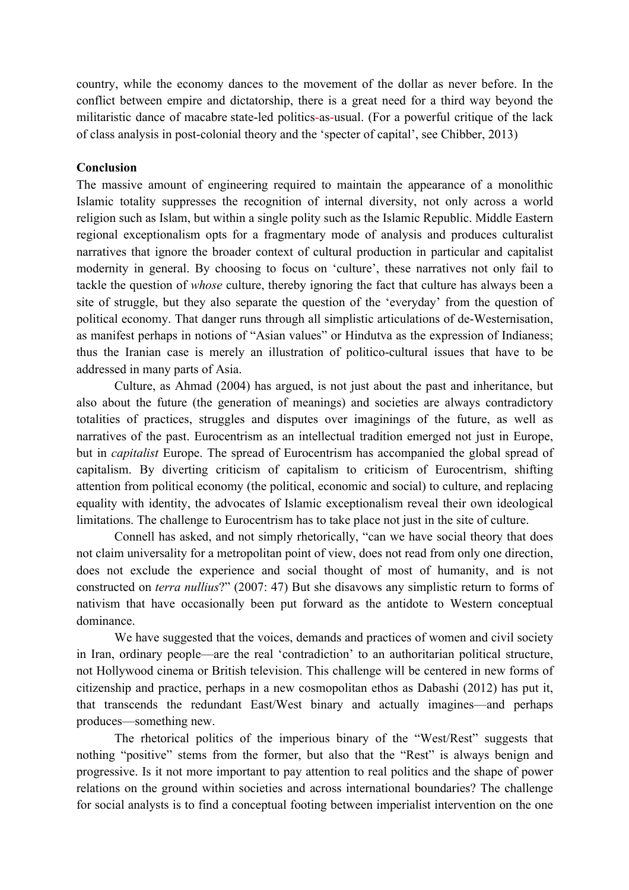country, while the economy dances to the movement of the dollar as never before. In the conflict between empire and dictatorship, there is a great need for a third way beyond the militaristic dance of macabre state-led politics-as-usual. (For a powerful critique of the lack of class analysis in post-colonial theory and the 'specter of capital', see Chibber, 2013)

**Conclusion**

The massive amount of engineering required to maintain the appearance of a monolithic Islamic totality suppresses the recognition of internal diversity, not only across a world religion such as Islam, but within a single polity such as the Islamic Republic. Middle Eastern regional exceptionalism opts for a fragmentary mode of analysis and produces culturalist narratives that ignore the broader context of cultural production in particular and capitalist modernity in general. By choosing to focus on 'culture', these narratives not only fail to tackle the question of *whose* culture, thereby ignoring the fact that culture has always been a site of struggle, but they also separate the question of the 'everyday' from the question of political economy. That danger runs through all simplistic articulations of de-Westernisation, as manifest perhaps in notions of "Asian values" or Hindutva as the expression of Indianess; thus the Iranian case is merely an illustration of politico-cultural issues that have to be addressed in many parts of Asia.

Culture, as Ahmad (2004) has argued, is not just about the past and inheritance, but also about the future (the generation of meanings) and societies are always contradictory totalities of practices, struggles and disputes over imaginings of the future, as well as narratives of the past. Eurocentrism as an intellectual tradition emerged not just in Europe, but in *capitalist* Europe. The spread of Eurocentrism has accompanied the global spread of capitalism. By diverting criticism of capitalism to criticism of Eurocentrism, shifting attention from political economy (the political, economic and social) to culture, and replacing equality with identity, the advocates of Islamic exceptionalism reveal their own ideological limitations. The challenge to Eurocentrism has to take place not just in the site of culture.

Connell has asked, and not simply rhetorically, "can we have social theory that does not claim universality for a metropolitan point of view, does not read from only one direction, does not exclude the experience and social thought of most of humanity, and is not constructed on *terra nullius*?" (2007: 47) But she disavows any simplistic return to forms of nativism that have occasionally been put forward as the antidote to Western conceptual dominance.

We have suggested that the voices, demands and practices of women and civil society in Iran, ordinary people—are the real 'contradiction' to an authoritarian political structure, not Hollywood cinema or British television. This challenge will be centered in new forms of citizenship and practice, perhaps in a new cosmopolitan ethos as Dabashi (2012) has put it, that transcends the redundant East/West binary and actually imagines—and perhaps produces—something new.

The rhetorical politics of the imperious binary of the "West/Rest" suggests that nothing "positive" stems from the former, but also that the "Rest" is always benign and progressive. Is it not more important to pay attention to real politics and the shape of power relations on the ground within societies and across international boundaries? The challenge for social analysts is to find a conceptual footing between imperialist intervention on the one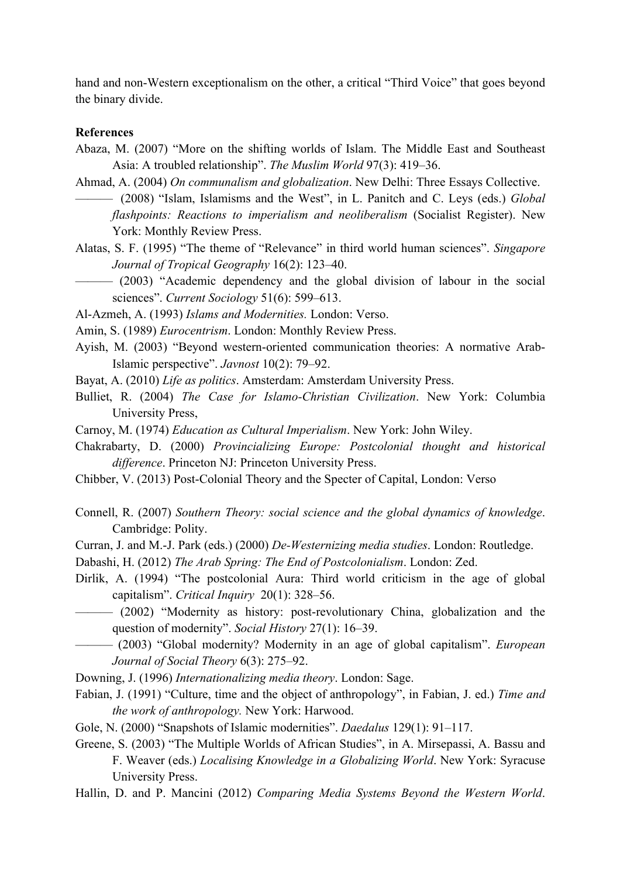hand and non-Western exceptionalism on the other, a critical "Third Voice" that goes beyond the binary divide.

**References**

Abaza, M. (2007) "More on the shifting worlds of Islam. The Middle East and Southeast Asia: A troubled relationship". *The Muslim World* 97(3): 419–36.

Ahmad, A. (2004) *On communalism and globalization*. New Delhi: Three Essays Collective.

——— (2008) "Islam, Islamisms and the West", in L. Panitch and C. Leys (eds.) *Global flashpoints: Reactions to imperialism and neoliberalism* (Socialist Register). New York: Monthly Review Press.

Alatas, S. F. (1995) "The theme of "Relevance" in third world human sciences". *Singapore Journal of Tropical Geography* 16(2): 123–40.

——— (2003) "Academic dependency and the global division of labour in the social sciences". *Current Sociology* 51(6): 599–613.

Al-Azmeh, A. (1993) *Islams and Modernities.* London: Verso.

Amin, S. (1989) *Eurocentrism*. London: Monthly Review Press.

Ayish, M. (2003) "Beyond western-oriented communication theories: A normative Arab-Islamic perspective". *Javnost* 10(2): 79–92.

Bayat, A. (2010) *Life as politics*. Amsterdam: Amsterdam University Press.

Bulliet, R. (2004) *The Case for Islamo-Christian Civilization*. New York: Columbia University Press,

Carnoy, M. (1974) *Education as Cultural Imperialism*. New York: John Wiley.

Chakrabarty, D. (2000) *Provincializing Europe: Postcolonial thought and historical difference*. Princeton NJ: Princeton University Press.

Chibber, V. (2013) Post-Colonial Theory and the Specter of Capital, London: Verso

Connell, R. (2007) *Southern Theory: social science and the global dynamics of knowledge*. Cambridge: Polity.

Curran, J. and M.-J. Park (eds.) (2000) *De-Westernizing media studies*. London: Routledge.

Dabashi, H. (2012) *The Arab Spring: The End of Postcolonialism*. London: Zed.

Dirlik, A. (1994) "The postcolonial Aura: Third world criticism in the age of global capitalism". *Critical Inquiry* 20(1): 328–56.

——— (2002) "Modernity as history: post-revolutionary China, globalization and the question of modernity". *Social History* 27(1): 16–39.

——— (2003) "Global modernity? Modernity in an age of global capitalism". *European Journal of Social Theory* 6(3): 275–92.

Downing, J. (1996) *Internationalizing media theory*. London: Sage.

Fabian, J. (1991) "Culture, time and the object of anthropology", in Fabian, J. ed.) *Time and the work of anthropology.* New York: Harwood.

Gole, N. (2000) "Snapshots of Islamic modernities". *Daedalus* 129(1): 91–117.

Greene, S. (2003) "The Multiple Worlds of African Studies", in A. Mirsepassi, A. Bassu and F. Weaver (eds.) *Localising Knowledge in a Globalizing World*. New York: Syracuse University Press.

Hallin, D. and P. Mancini (2012) *Comparing Media Systems Beyond the Western World*.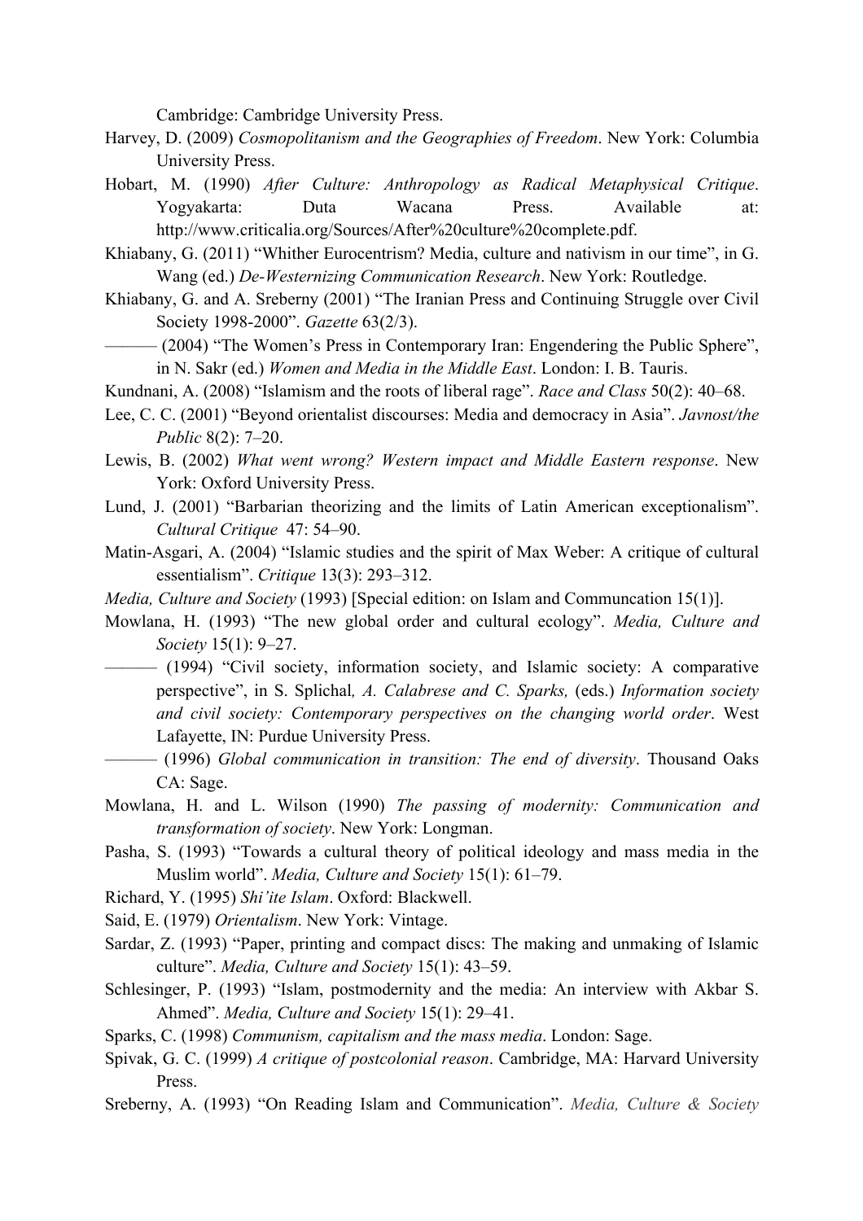Cambridge: Cambridge University Press.

Harvey, D. (2009) *Cosmopolitanism and the Geographies of Freedom*. New York: Columbia University Press.

Hobart, M. (1990) *After Culture: Anthropology as Radical Metaphysical Critique*. Yogyakarta: Duta Wacana Press. Available at: http://www.criticalia.org/Sources/After%20culture%20complete.pdf.

Khiabany, G. (2011) "Whither Eurocentrism? Media, culture and nativism in our time", in G. Wang (ed.) *De-Westernizing Communication Research*. New York: Routledge.

Khiabany, G. and A. Sreberny (2001) "The Iranian Press and Continuing Struggle over Civil Society 1998-2000". *Gazette* 63(2/3).

——— (2004) "The Women's Press in Contemporary Iran: Engendering the Public Sphere", in N. Sakr (ed.) *Women and Media in the Middle East*. London: I. B. Tauris.

Kundnani, A. (2008) "Islamism and the roots of liberal rage". *Race and Class* 50(2): 40–68.

Lee, C. C. (2001) "Beyond orientalist discourses: Media and democracy in Asia". *Javnost/the Public* 8(2): 7–20.

Lewis, B. (2002) *What went wrong? Western impact and Middle Eastern response*. New York: Oxford University Press.

Lund, J. (2001) "Barbarian theorizing and the limits of Latin American exceptionalism". *Cultural Critique* 47: 54–90.

Matin-Asgari, A. (2004) "Islamic studies and the spirit of Max Weber: A critique of cultural essentialism". *Critique* 13(3): 293–312.

*Media, Culture and Society* (1993) [Special edition: on Islam and Communcation 15(1)].

Mowlana, H. (1993) "The new global order and cultural ecology". *Media, Culture and Society* 15(1): 9–27.

——— (1994) "Civil society, information society, and Islamic society: A comparative perspective", in S. Splichal*, A. Calabrese and C. Sparks,* (eds.) *Information society and civil society: Contemporary perspectives on the changing world order*. West Lafayette, IN: Purdue University Press.

——— (1996) *Global communication in transition: The end of diversity*. Thousand Oaks CA: Sage.

Mowlana, H. and L. Wilson (1990) *The passing of modernity: Communication and transformation of society*. New York: Longman.

Pasha, S. (1993) "Towards a cultural theory of political ideology and mass media in the Muslim world". *Media, Culture and Society* 15(1): 61–79.

Richard, Y. (1995) *Shi'ite Islam*. Oxford: Blackwell.

Said, E. (1979) *Orientalism*. New York: Vintage.

Sardar, Z. (1993) "Paper, printing and compact discs: The making and unmaking of Islamic culture". *Media, Culture and Society* 15(1): 43–59.

Schlesinger, P. (1993) "Islam, postmodernity and the media: An interview with Akbar S. Ahmed". *Media, Culture and Society* 15(1): 29–41.

Sparks, C. (1998) *Communism, capitalism and the mass media*. London: Sage.

Spivak, G. C. (1999) *A critique of postcolonial reason*. Cambridge, MA: Harvard University Press.

Sreberny, A. (1993) "On Reading Islam and Communication". *Media, Culture & Society*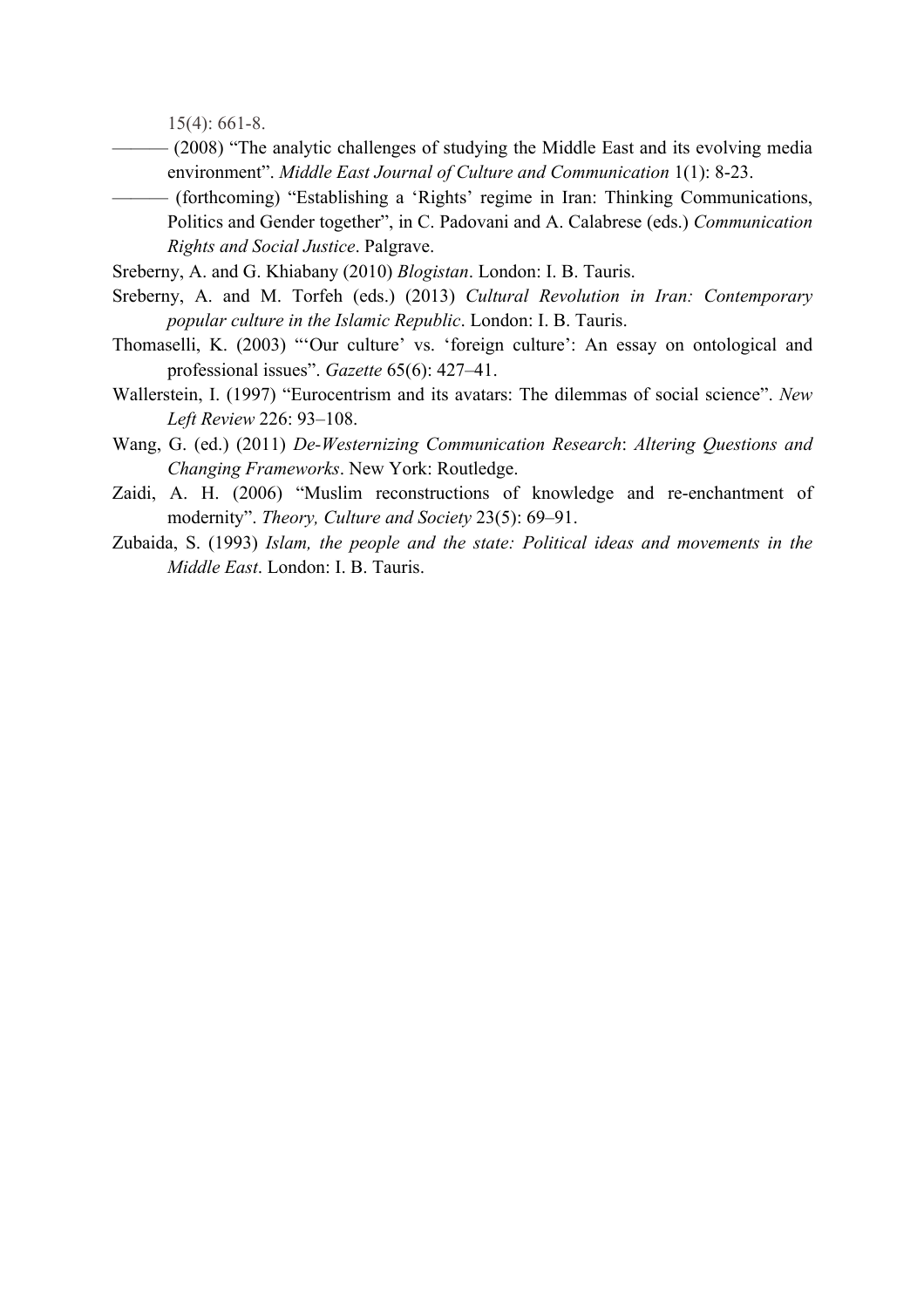15(4): 661-8.

——— (2008) “The analytic challenges of studying the Middle East and its evolving media environment”. *Middle East Journal of Culture and Communication* 1(1): 8-23.

——— (forthcoming) “Establishing a ‘Rights’ regime in Iran: Thinking Communications, Politics and Gender together”, in C. Padovani and A. Calabrese (eds.) *Communication Rights and Social Justice*. Palgrave.

Sreberny, A. and G. Khiabany (2010) *Blogistan*. London: I. B. Tauris.

Sreberny, A. and M. Torfeh (eds.) (2013) *Cultural Revolution in Iran: Contemporary popular culture in the Islamic Republic*. London: I. B. Tauris.

Thomaselli, K. (2003) “‘Our culture’ vs. ‘foreign culture’: An essay on ontological and professional issues”. *Gazette* 65(6): 427–41.

Wallerstein, I. (1997) “Eurocentrism and its avatars: The dilemmas of social science”. *New Left Review* 226: 93–108.

Wang, G. (ed.) (2011) *De-Westernizing Communication Research*: *Altering Questions and Changing Frameworks*. New York: Routledge.

Zaidi, A. H. (2006) “Muslim reconstructions of knowledge and re-enchantment of modernity”. *Theory, Culture and Society* 23(5): 69–91.

Zubaida, S. (1993) *Islam, the people and the state: Political ideas and movements in the Middle East*. London: I. B. Tauris.